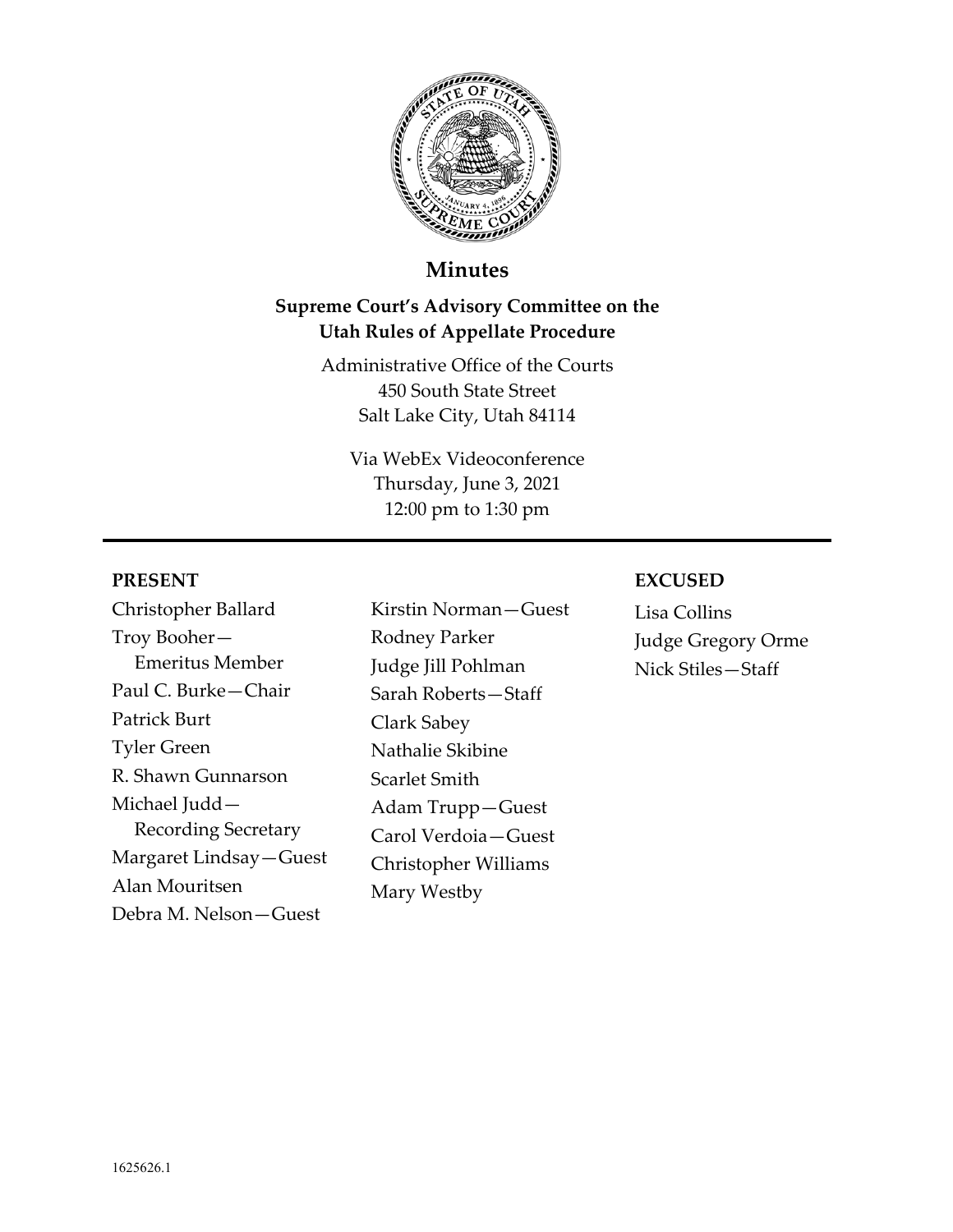# Minutes

## Supreme Court's Advisory Committee on the Utah Rules of Appellate Procedure

Administrative Office of the Courts
450 South State Street
Salt Lake City, Utah 84114

Via WebEx Videoconference
Thursday, June 3, 2021
12:00 pm to 1:30 pm

---

### PRESENT

Christopher Ballard
Troy Booher—Emeritus Member
Paul C. Burke—Chair
Patrick Burt
Tyler Green
R. Shawn Gunnarson
Michael Judd—Recording Secretary
Margaret Lindsay—Guest
Alan Mouritsen
Debra M. Nelson—Guest
Kirstin Norman—Guest
Rodney Parker
Judge Jill Pohlman
Sarah Roberts—Staff
Clark Sabey
Nathalie Skibine
Scarlet Smith
Adam Trupp—Guest
Carol Verdoia—Guest
Christopher Williams
Mary Westby

### EXCUSED

Lisa Collins
Judge Gregory Orme
Nick Stiles—Staff

1625626.1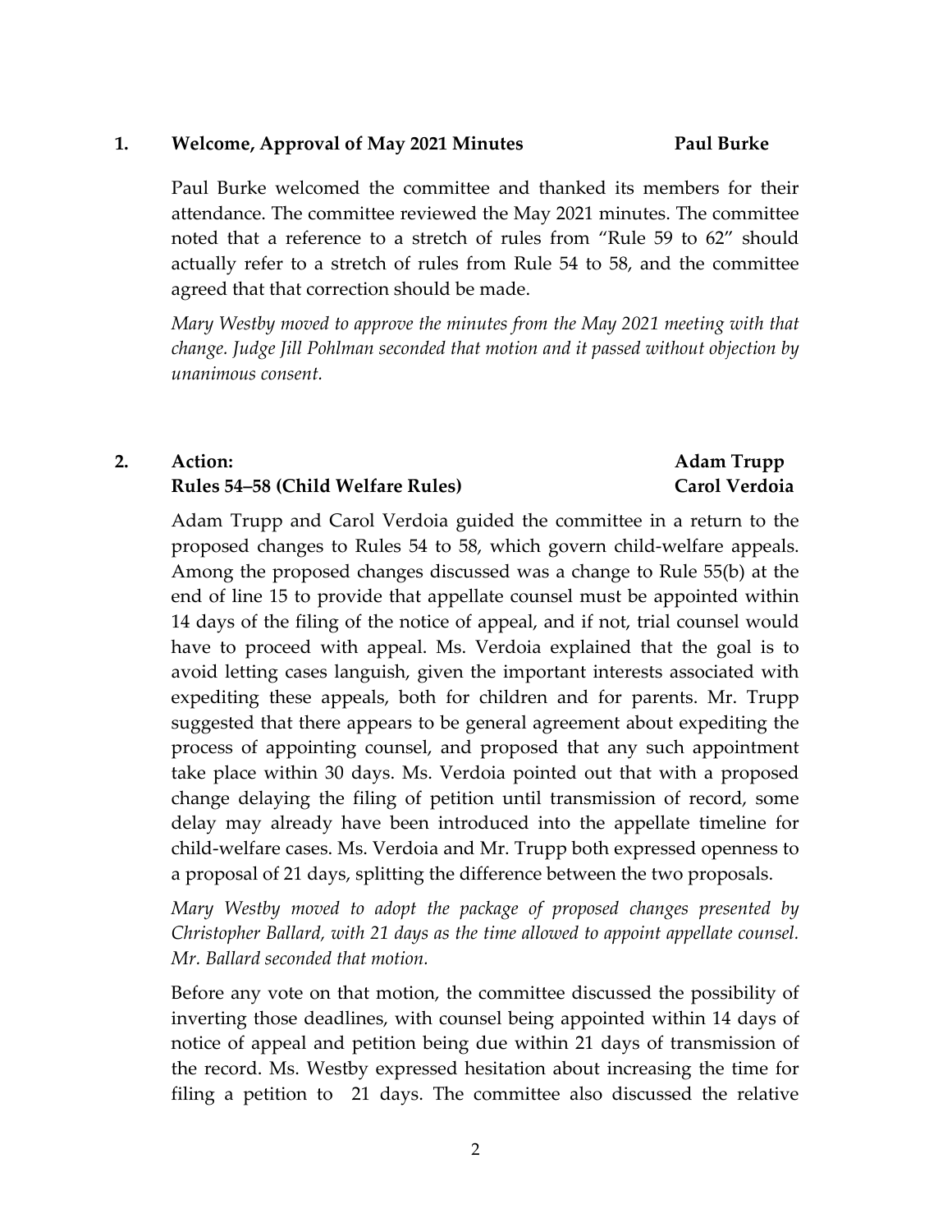## 1. Welcome, Approval of May 2021 Minutes — Paul Burke

Paul Burke welcomed the committee and thanked its members for their attendance. The committee reviewed the May 2021 minutes. The committee noted that a reference to a stretch of rules from "Rule 59 to 62" should actually refer to a stretch of rules from Rule 54 to 58, and the committee agreed that that correction should be made.

*Mary Westby moved to approve the minutes from the May 2021 meeting with that change. Judge Jill Pohlman seconded that motion and it passed without objection by unanimous consent.*

## 2. Action: Rules 54–58 (Child Welfare Rules) — Adam Trupp, Carol Verdoia

Adam Trupp and Carol Verdoia guided the committee in a return to the proposed changes to Rules 54 to 58, which govern child-welfare appeals. Among the proposed changes discussed was a change to Rule 55(b) at the end of line 15 to provide that appellate counsel must be appointed within 14 days of the filing of the notice of appeal, and if not, trial counsel would have to proceed with appeal. Ms. Verdoia explained that the goal is to avoid letting cases languish, given the important interests associated with expediting these appeals, both for children and for parents. Mr. Trupp suggested that there appears to be general agreement about expediting the process of appointing counsel, and proposed that any such appointment take place within 30 days. Ms. Verdoia pointed out that with a proposed change delaying the filing of petition until transmission of record, some delay may already have been introduced into the appellate timeline for child-welfare cases. Ms. Verdoia and Mr. Trupp both expressed openness to a proposal of 21 days, splitting the difference between the two proposals.

*Mary Westby moved to adopt the package of proposed changes presented by Christopher Ballard, with 21 days as the time allowed to appoint appellate counsel. Mr. Ballard seconded that motion.*

Before any vote on that motion, the committee discussed the possibility of inverting those deadlines, with counsel being appointed within 14 days of notice of appeal and petition being due within 21 days of transmission of the record. Ms. Westby expressed hesitation about increasing the time for filing a petition to 21 days. The committee also discussed the relative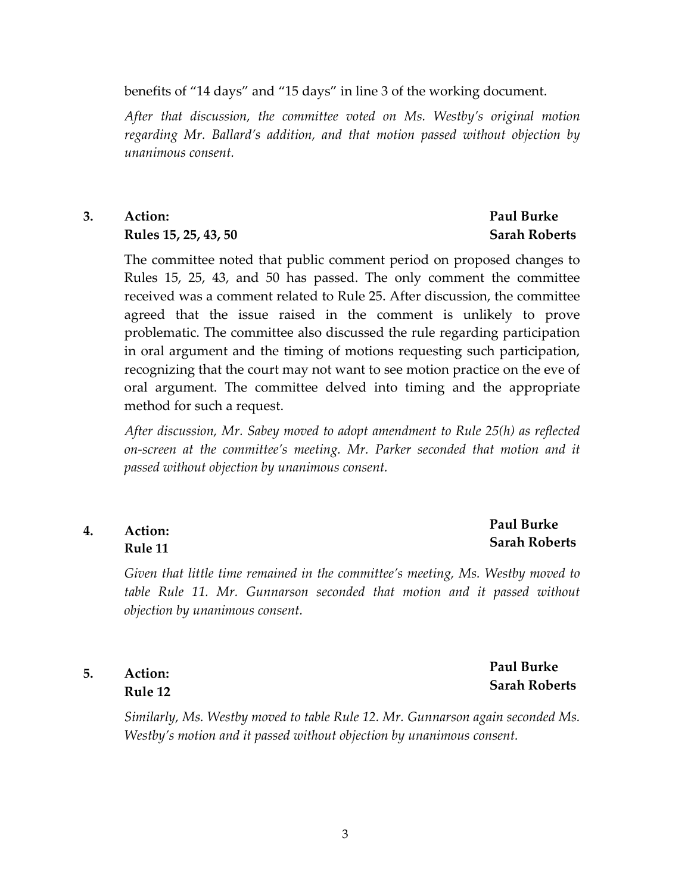benefits of "14 days" and "15 days" in line 3 of the working document.

*After that discussion, the committee voted on Ms. Westby's original motion regarding Mr. Ballard's addition, and that motion passed without objection by unanimous consent.*

**3. Action: Rules 15, 25, 43, 50** — **Paul Burke, Sarah Roberts**

The committee noted that public comment period on proposed changes to Rules 15, 25, 43, and 50 has passed. The only comment the committee received was a comment related to Rule 25. After discussion, the committee agreed that the issue raised in the comment is unlikely to prove problematic. The committee also discussed the rule regarding participation in oral argument and the timing of motions requesting such participation, recognizing that the court may not want to see motion practice on the eve of oral argument. The committee delved into timing and the appropriate method for such a request.

*After discussion, Mr. Sabey moved to adopt amendment to Rule 25(h) as reflected on-screen at the committee's meeting. Mr. Parker seconded that motion and it passed without objection by unanimous consent.*

**4. Action: Rule 11** — **Paul Burke, Sarah Roberts**

*Given that little time remained in the committee's meeting, Ms. Westby moved to table Rule 11. Mr. Gunnarson seconded that motion and it passed without objection by unanimous consent.*

**5. Action: Rule 12** — **Paul Burke, Sarah Roberts**

*Similarly, Ms. Westby moved to table Rule 12. Mr. Gunnarson again seconded Ms. Westby's motion and it passed without objection by unanimous consent.*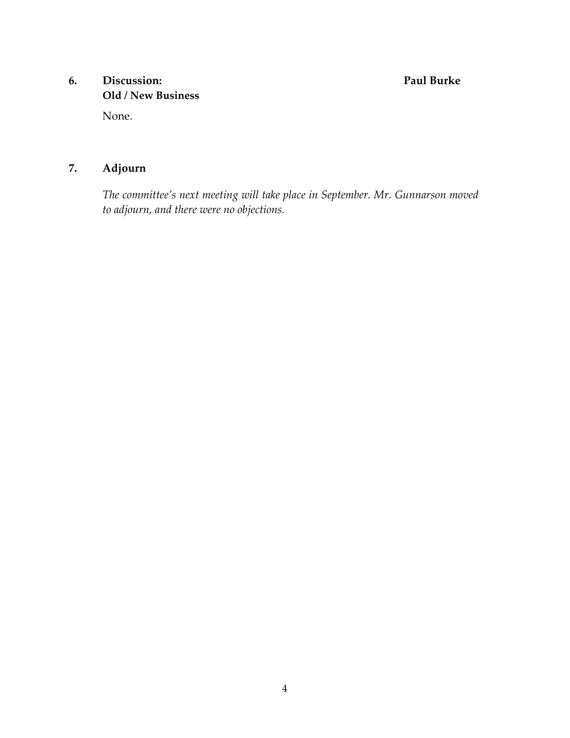**6. Discussion: Old / New Business** **Paul Burke**

None.

**7. Adjourn**

*The committee's next meeting will take place in September. Mr. Gunnarson moved to adjourn, and there were no objections.*